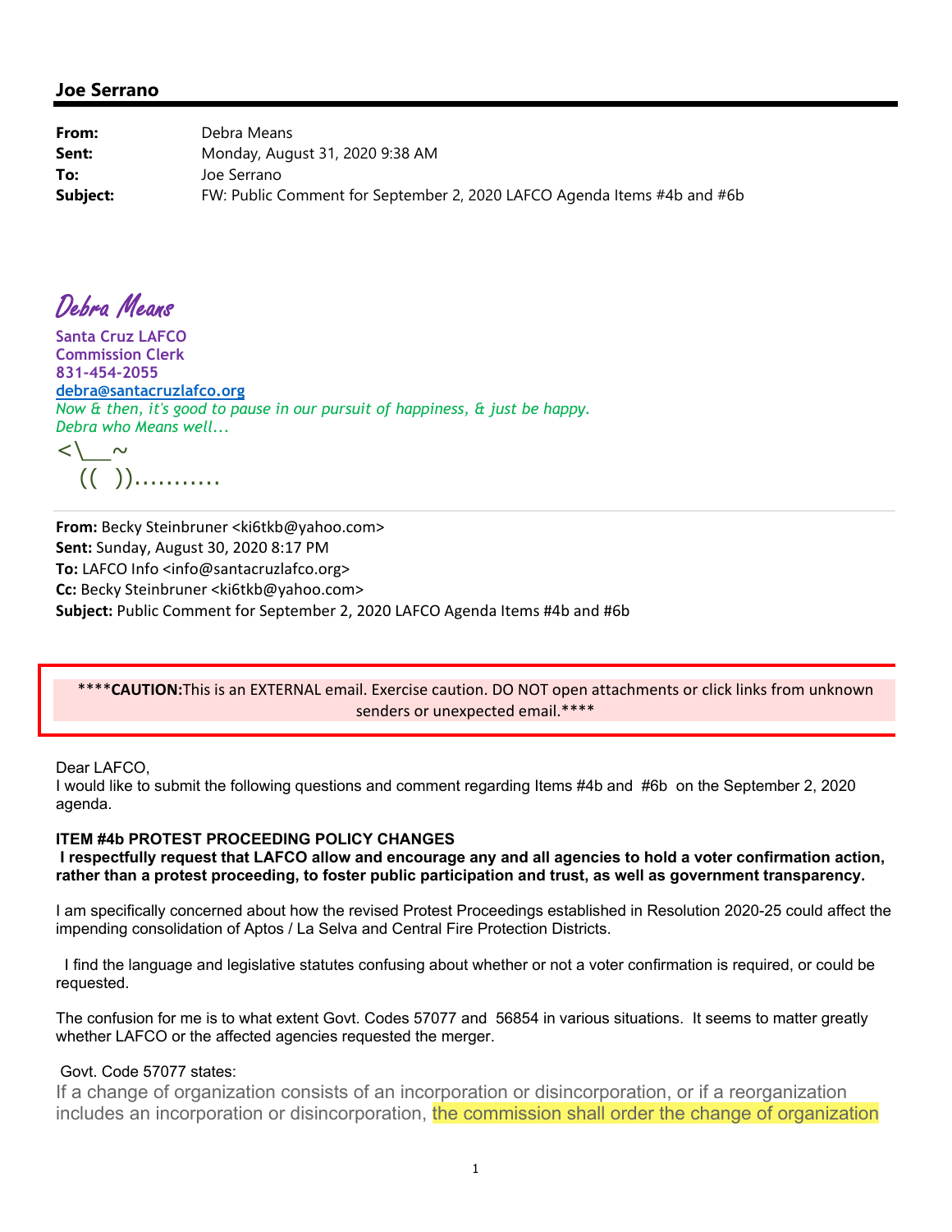## Joe Serrano

**From:** Debra Means
**Sent:** Monday, August 31, 2020 9:38 AM
**To:** Joe Serrano
**Subject:** FW: Public Comment for September 2, 2020 LAFCO Agenda Items #4b and #6b

*Debra Means*

**Santa Cruz LAFCO**
**Commission Clerk**
**831-454-2055**
**debra@santacruzlafco.org**
*Now & then, it's good to pause in our pursuit of happiness, & just be happy.*
*Debra who Means well…*

```
<\__~
  ((  )).........
```

---

**From:** Becky Steinbruner <ki6tkb@yahoo.com>
**Sent:** Sunday, August 30, 2020 8:17 PM
**To:** LAFCO Info <info@santacruzlafco.org>
**Cc:** Becky Steinbruner <ki6tkb@yahoo.com>
**Subject:** Public Comment for September 2, 2020 LAFCO Agenda Items #4b and #6b

****CAUTION:**This is an EXTERNAL email. Exercise caution. DO NOT open attachments or click links from unknown senders or unexpected email.****

Dear LAFCO,
I would like to submit the following questions and comment regarding Items #4b and #6b on the September 2, 2020 agenda.

**ITEM #4b PROTEST PROCEEDING POLICY CHANGES**
**I respectfully request that LAFCO allow and encourage any and all agencies to hold a voter confirmation action, rather than a protest proceeding, to foster public participation and trust, as well as government transparency.**

I am specifically concerned about how the revised Protest Proceedings established in Resolution 2020-25 could affect the impending consolidation of Aptos / La Selva and Central Fire Protection Districts.

I find the language and legislative statutes confusing about whether or not a voter confirmation is required, or could be requested.

The confusion for me is to what extent Govt. Codes 57077 and 56854 in various situations. It seems to matter greatly whether LAFCO or the affected agencies requested the merger.

Govt. Code 57077 states:

If a change of organization consists of an incorporation or disincorporation, or if a reorganization includes an incorporation or disincorporation, the commission shall order the change of organization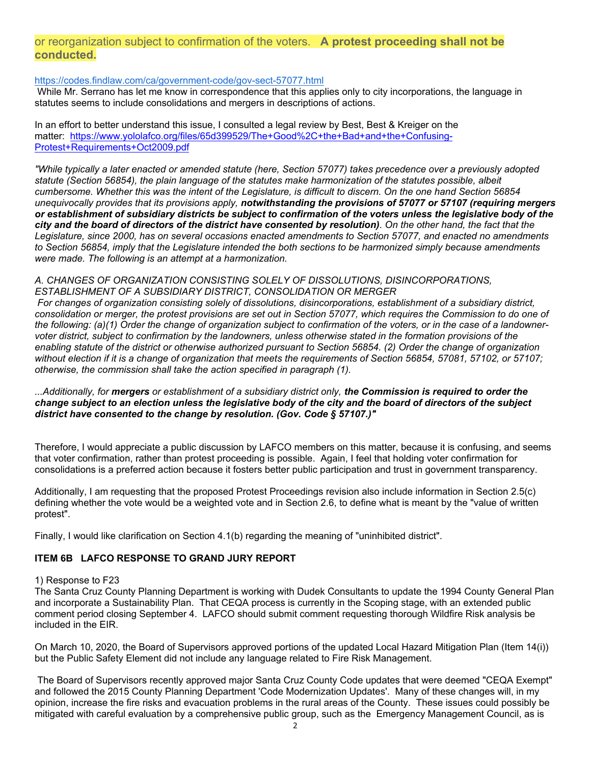or reorganization subject to confirmation of the voters.   **A protest proceeding shall not be conducted.**

https://codes.findlaw.com/ca/government-code/gov-sect-57077.html
While Mr. Serrano has let me know in correspondence that this applies only to city incorporations, the language in statutes seems to include consolidations and mergers in descriptions of actions.

In an effort to better understand this issue, I consulted a legal review by Best, Best & Kreiger on the matter:  https://www.yololafco.org/files/65d399529/The+Good%2C+the+Bad+and+the+Confusing-Protest+Requirements+Oct2009.pdf

*"While typically a later enacted or amended statute (here, Section 57077) takes precedence over a previously adopted statute (Section 56854), the plain language of the statutes make harmonization of the statutes possible, albeit cumbersome. Whether this was the intent of the Legislature, is difficult to discern. On the one hand Section 56854 unequivocally provides that its provisions apply, **notwithstanding the provisions of 57077 or 57107 (requiring mergers or establishment of subsidiary districts be subject to confirmation of the voters unless the legislative body of the city and the board of directors of the district have consented by resolution)**. On the other hand, the fact that the Legislature, since 2000, has on several occasions enacted amendments to Section 57077, and enacted no amendments to Section 56854, imply that the Legislature intended the both sections to be harmonized simply because amendments were made. The following is an attempt at a harmonization.*

*A. CHANGES OF ORGANIZATION CONSISTING SOLELY OF DISSOLUTIONS, DISINCORPORATIONS, ESTABLISHMENT OF A SUBSIDIARY DISTRICT, CONSOLIDATION OR MERGER*
*For changes of organization consisting solely of dissolutions, disincorporations, establishment of a subsidiary district, consolidation or merger, the protest provisions are set out in Section 57077, which requires the Commission to do one of the following: (a)(1) Order the change of organization subject to confirmation of the voters, or in the case of a landowner-voter district, subject to confirmation by the landowners, unless otherwise stated in the formation provisions of the enabling statute of the district or otherwise authorized pursuant to Section 56854. (2) Order the change of organization without election if it is a change of organization that meets the requirements of Section 56854, 57081, 57102, or 57107; otherwise, the commission shall take the action specified in paragraph (1).*

*...Additionally, for **mergers** or establishment of a subsidiary district only, **the Commission is required to order the change subject to an election unless the legislative body of the city and the board of directors of the subject district have consented to the change by resolution. (Gov. Code § 57107.)"***

Therefore, I would appreciate a public discussion by LAFCO members on this matter, because it is confusing, and seems that voter confirmation, rather than protest proceeding is possible.  Again, I feel that holding voter confirmation for consolidations is a preferred action because it fosters better public participation and trust in government transparency.

Additionally, I am requesting that the proposed Protest Proceedings revision also include information in Section 2.5(c) defining whether the vote would be a weighted vote and in Section 2.6, to define what is meant by the "value of written protest".

Finally, I would like clarification on Section 4.1(b) regarding the meaning of "uninhibited district".

### ITEM 6B   LAFCO RESPONSE TO GRAND JURY REPORT

1) Response to F23
The Santa Cruz County Planning Department is working with Dudek Consultants to update the 1994 County General Plan and incorporate a Sustainability Plan.  That CEQA process is currently in the Scoping stage, with an extended public comment period closing September 4.  LAFCO should submit comment requesting thorough Wildfire Risk analysis be included in the EIR.

On March 10, 2020, the Board of Supervisors approved portions of the updated Local Hazard Mitigation Plan (Item 14(i)) but the Public Safety Element did not include any language related to Fire Risk Management.

The Board of Supervisors recently approved major Santa Cruz County Code updates that were deemed "CEQA Exempt" and followed the 2015 County Planning Department 'Code Modernization Updates'.  Many of these changes will, in my opinion, increase the fire risks and evacuation problems in the rural areas of the County.  These issues could possibly be mitigated with careful evaluation by a comprehensive public group, such as the  Emergency Management Council, as is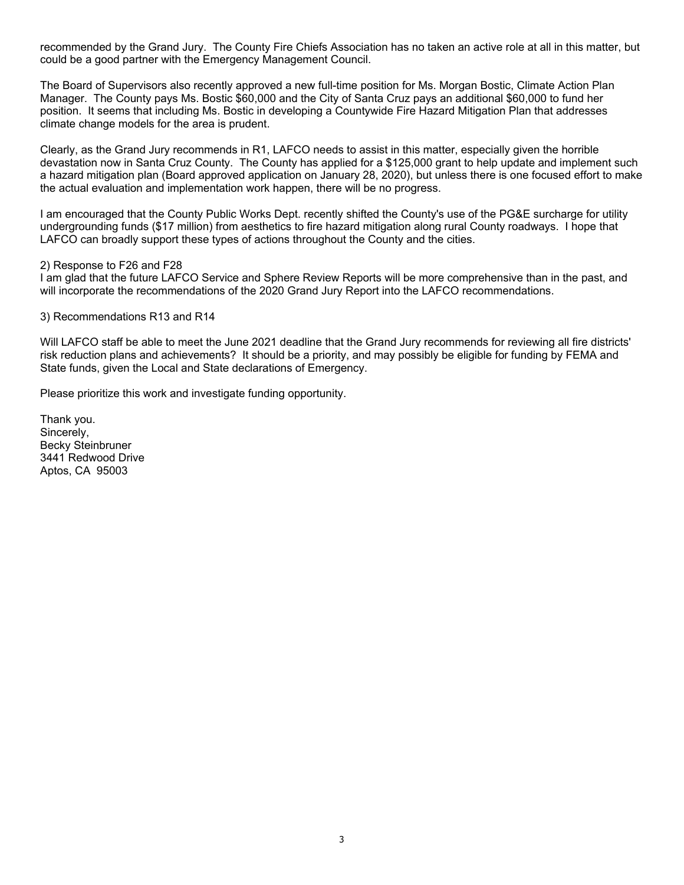recommended by the Grand Jury. The County Fire Chiefs Association has no taken an active role at all in this matter, but could be a good partner with the Emergency Management Council.

The Board of Supervisors also recently approved a new full-time position for Ms. Morgan Bostic, Climate Action Plan Manager. The County pays Ms. Bostic $60,000 and the City of Santa Cruz pays an additional $60,000 to fund her position. It seems that including Ms. Bostic in developing a Countywide Fire Hazard Mitigation Plan that addresses climate change models for the area is prudent.

Clearly, as the Grand Jury recommends in R1, LAFCO needs to assist in this matter, especially given the horrible devastation now in Santa Cruz County. The County has applied for a $125,000 grant to help update and implement such a hazard mitigation plan (Board approved application on January 28, 2020), but unless there is one focused effort to make the actual evaluation and implementation work happen, there will be no progress.

I am encouraged that the County Public Works Dept. recently shifted the County's use of the PG&E surcharge for utility undergrounding funds ($17 million) from aesthetics to fire hazard mitigation along rural County roadways. I hope that LAFCO can broadly support these types of actions throughout the County and the cities.

2) Response to F26 and F28
I am glad that the future LAFCO Service and Sphere Review Reports will be more comprehensive than in the past, and will incorporate the recommendations of the 2020 Grand Jury Report into the LAFCO recommendations.

3) Recommendations R13 and R14

Will LAFCO staff be able to meet the June 2021 deadline that the Grand Jury recommends for reviewing all fire districts' risk reduction plans and achievements? It should be a priority, and may possibly be eligible for funding by FEMA and State funds, given the Local and State declarations of Emergency.

Please prioritize this work and investigate funding opportunity.

Thank you.
Sincerely,
Becky Steinbruner
3441 Redwood Drive
Aptos, CA 95003